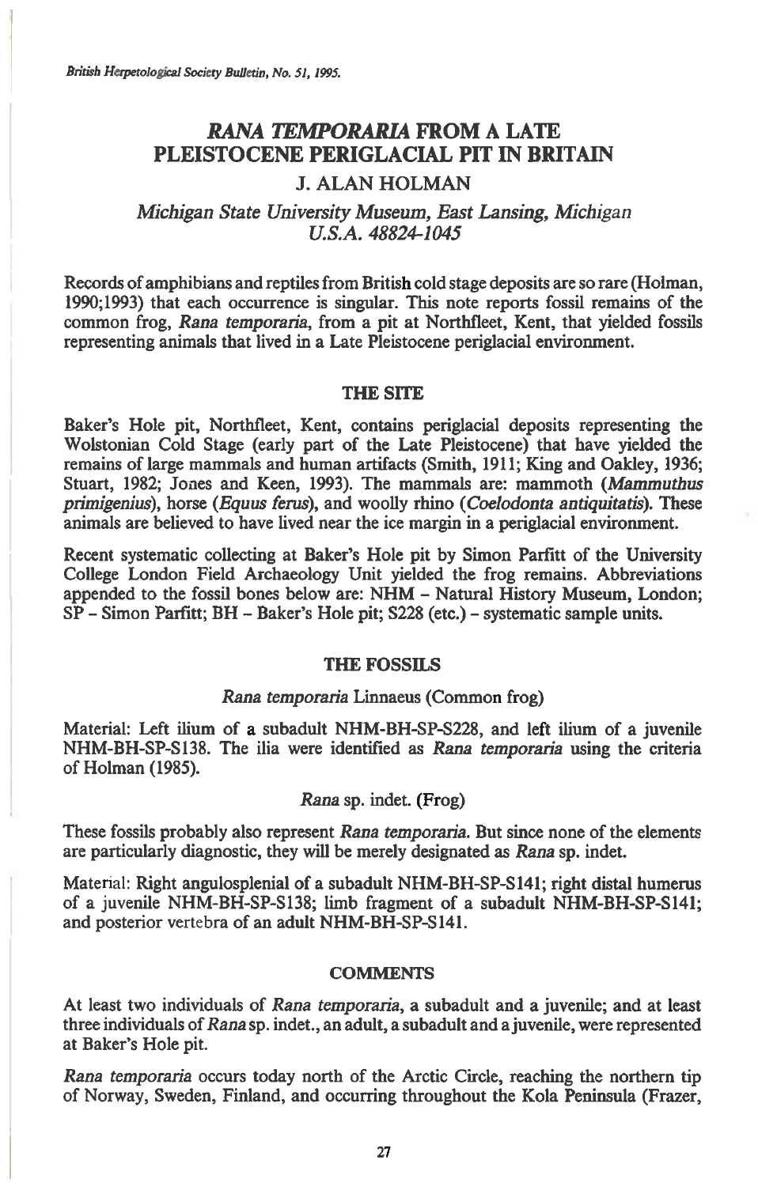# *RANA TEMPORARIA* FROM A LATE PLEISTOCENE PERIGLACIAL PIT IN BRITAIN

## J. ALAN HOLMAN

*Michigan State University Museum, East Lansing, Michigan U.S.A. 48824-1045*

Records of amphibians and reptiles from British cold stage deposits are so rare (Holman, 1990;1993) that each occurrence is singular. This note reports fossil remains of the common frog, *Rana temporaria*, from a pit at Northfleet, Kent, that yielded fossils representing animals that lived in a Late Pleistocene periglacial environment.

### THE SITE

Baker's Hole pit, Northfleet, Kent, contains periglacial deposits representing the Wolstonian Cold Stage (early part of the Late Pleistocene) that have yielded the remains of large mammals and human artifacts (Smith, 1911; King and Oakley, 1936; Stuart, 1982; Jones and Keen, 1993). The mammals are: mammoth (*Mammuthus primigenius*), horse (*Equus ferus*), and woolly rhino (*Coelodonta antiquitatis*). These animals are believed to have lived near the ice margin in a periglacial environment.

Recent systematic collecting at Baker's Hole pit by Simon Parfitt of the University College London Field Archaeology Unit yielded the frog remains. Abbreviations appended to the fossil bones below are: NHM – Natural History Museum, London; SP – Simon Parfitt; BH – Baker's Hole pit; S228 (etc.) – systematic sample units.

### THE FOSSILS

*Rana temporaria* Linnaeus (Common frog)

Material: Left ilium of a subadult NHM-BH-SP-S228, and left ilium of a juvenile NHM-BH-SP-S138. The ilia were identified as *Rana temporaria* using the criteria of Holman (1985).

*Rana* sp. indet. (Frog)

These fossils probably also represent *Rana temporaria*. But since none of the elements are particularly diagnostic, they will be merely designated as *Rana* sp. indet.

Material: Right angulosplenial of a subadult NHM-BH-SP-S141; right distal humerus of a juvenile NHM-BH-SP-S138; limb fragment of a subadult NHM-BH-SP-S141; and posterior vertebra of an adult NHM-BH-SP-S141.

### COMMENTS

At least two individuals of *Rana temporaria*, a subadult and a juvenile; and at least three individuals of *Rana* sp. indet., an adult, a subadult and a juvenile, were represented at Baker's Hole pit.

*Rana temporaria* occurs today north of the Arctic Circle, reaching the northern tip of Norway, Sweden, Finland, and occurring throughout the Kola Peninsula (Frazer,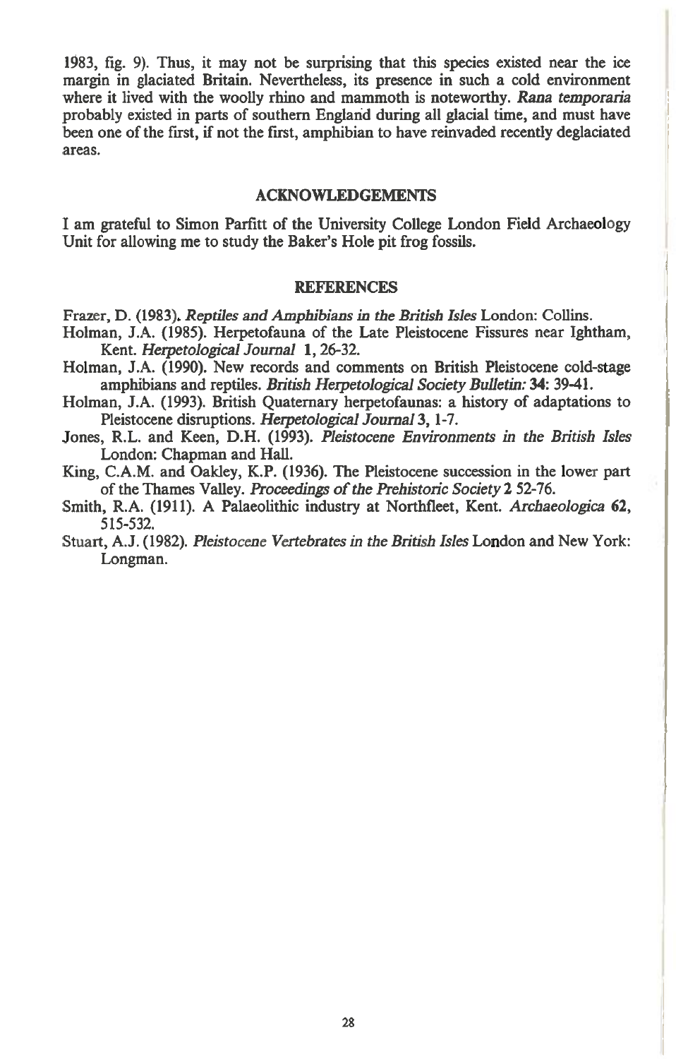1983, fig. 9). Thus, it may not be surprising that this species existed near the ice margin in glaciated Britain. Nevertheless, its presence in such a cold environment where it lived with the woolly rhino and mammoth is noteworthy. *Rana temporaria* probably existed in parts of southern England during all glacial time, and must have been one of the first, if not the first, amphibian to have reinvaded recently deglaciated areas.

## ACKNOWLEDGEMENTS

I am grateful to Simon Parfitt of the University College London Field Archaeology Unit for allowing me to study the Baker's Hole pit frog fossils.

## REFERENCES

Frazer, D. (1983). *Reptiles and Amphibians in the British Isles* London: Collins.

Holman, J.A. (1985). Herpetofauna of the Late Pleistocene Fissures near Ightham, Kent. *Herpetological Journal* **1**, 26-32.

Holman, J.A. (1990). New records and comments on British Pleistocene cold-stage amphibians and reptiles. *British Herpetological Society Bulletin:* **34**: 39-41.

Holman, J.A. (1993). British Quaternary herpetofaunas: a history of adaptations to Pleistocene disruptions. *Herpetological Journal* **3**, 1-7.

Jones, R.L. and Keen, D.H. (1993). *Pleistocene Environments in the British Isles* London: Chapman and Hall.

King, C.A.M. and Oakley, K.P. (1936). The Pleistocene succession in the lower part of the Thames Valley. *Proceedings of the Prehistoric Society* **2** 52-76.

Smith, R.A. (1911). A Palaeolithic industry at Northfleet, Kent. *Archaeologica* **62**, 515-532.

Stuart, A.J. (1982). *Pleistocene Vertebrates in the British Isles* London and New York: Longman.